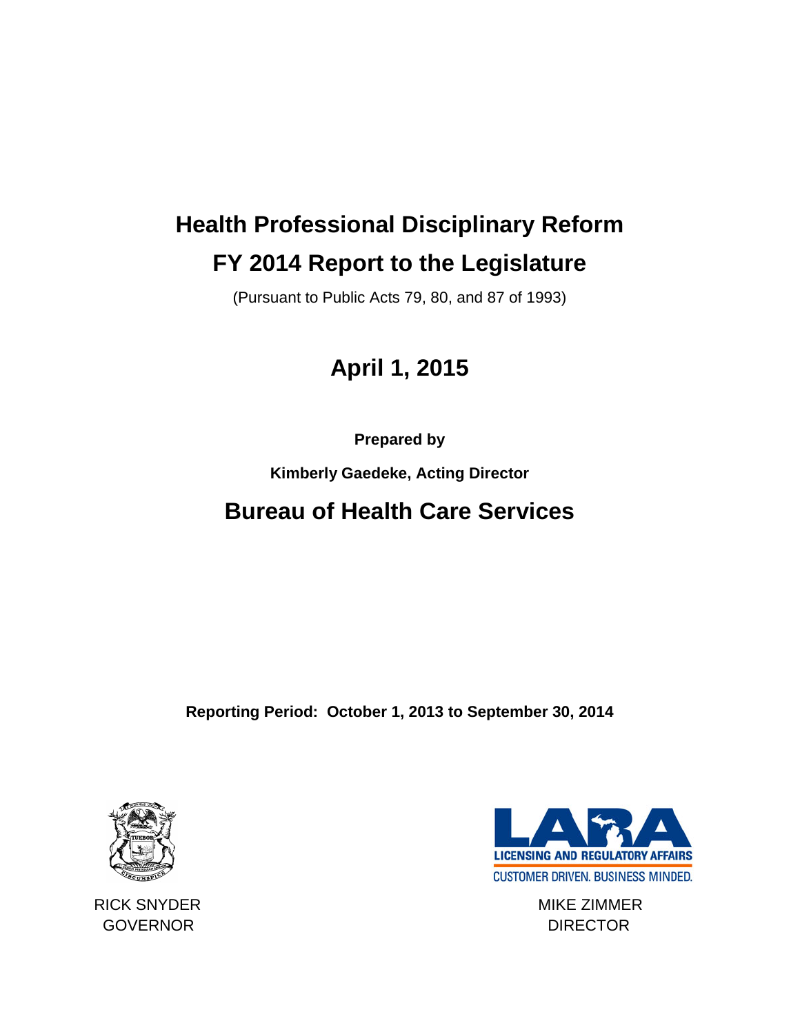# Health Professional Disciplinary Reform

# FY 2014 Report to the Legislature

(Pursuant to Public Acts 79, 80, and 87 of 1993)

## April 1, 2015

**Prepared by**

**Kimberly Gaedeke, Acting Director**

## Bureau of Health Care Services

**Reporting Period: October 1, 2013 to September 30, 2014**

LICENSING AND REGULATORY AFFAIRS

CUSTOMER DRIVEN. BUSINESS MINDED.

RICK SNYDER
GOVERNOR

MIKE ZIMMER
DIRECTOR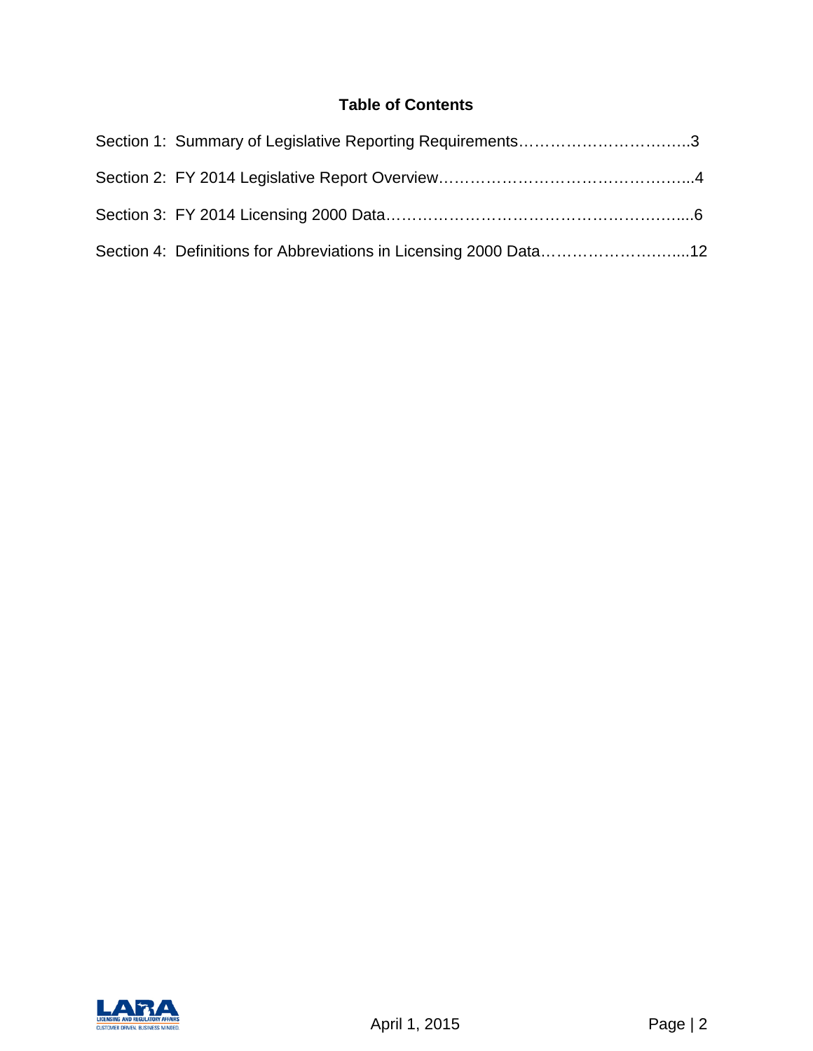## Table of Contents

Section 1: Summary of Legislative Reporting Requirements……………………………3

Section 2: FY 2014 Legislative Report Overview………………………………………..4

Section 3: FY 2014 Licensing 2000 Data…………………………………………….....6

Section 4: Definitions for Abbreviations in Licensing 2000 Data………………………..12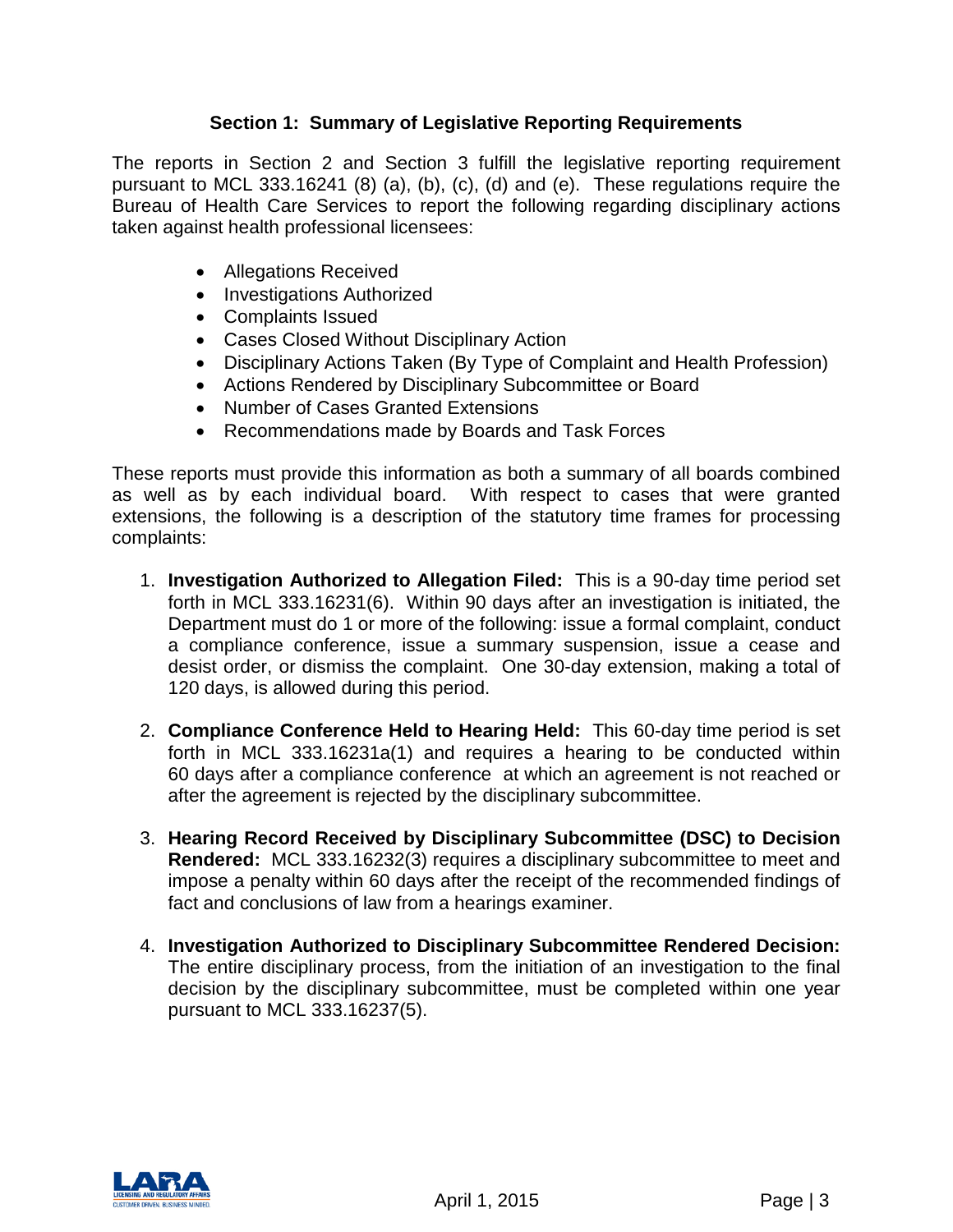## Section 1: Summary of Legislative Reporting Requirements

The reports in Section 2 and Section 3 fulfill the legislative reporting requirement pursuant to MCL 333.16241 (8) (a), (b), (c), (d) and (e). These regulations require the Bureau of Health Care Services to report the following regarding disciplinary actions taken against health professional licensees:

- Allegations Received
- Investigations Authorized
- Complaints Issued
- Cases Closed Without Disciplinary Action
- Disciplinary Actions Taken (By Type of Complaint and Health Profession)
- Actions Rendered by Disciplinary Subcommittee or Board
- Number of Cases Granted Extensions
- Recommendations made by Boards and Task Forces

These reports must provide this information as both a summary of all boards combined as well as by each individual board. With respect to cases that were granted extensions, the following is a description of the statutory time frames for processing complaints:

1. **Investigation Authorized to Allegation Filed:** This is a 90-day time period set forth in MCL 333.16231(6). Within 90 days after an investigation is initiated, the Department must do 1 or more of the following: issue a formal complaint, conduct a compliance conference, issue a summary suspension, issue a cease and desist order, or dismiss the complaint. One 30-day extension, making a total of 120 days, is allowed during this period.

2. **Compliance Conference Held to Hearing Held:** This 60-day time period is set forth in MCL 333.16231a(1) and requires a hearing to be conducted within 60 days after a compliance conference at which an agreement is not reached or after the agreement is rejected by the disciplinary subcommittee.

3. **Hearing Record Received by Disciplinary Subcommittee (DSC) to Decision Rendered:** MCL 333.16232(3) requires a disciplinary subcommittee to meet and impose a penalty within 60 days after the receipt of the recommended findings of fact and conclusions of law from a hearings examiner.

4. **Investigation Authorized to Disciplinary Subcommittee Rendered Decision:** The entire disciplinary process, from the initiation of an investigation to the final decision by the disciplinary subcommittee, must be completed within one year pursuant to MCL 333.16237(5).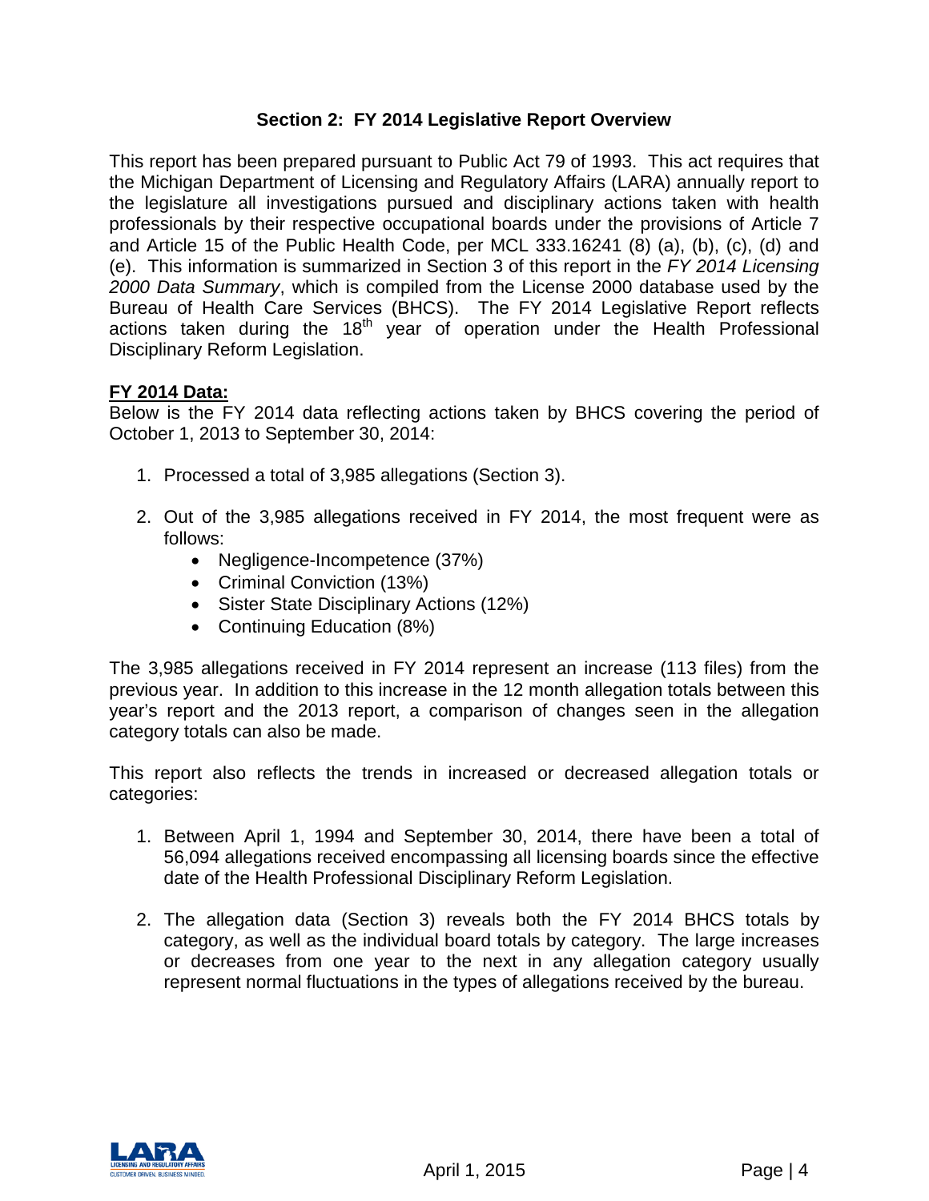## Section 2: FY 2014 Legislative Report Overview

This report has been prepared pursuant to Public Act 79 of 1993. This act requires that the Michigan Department of Licensing and Regulatory Affairs (LARA) annually report to the legislature all investigations pursued and disciplinary actions taken with health professionals by their respective occupational boards under the provisions of Article 7 and Article 15 of the Public Health Code, per MCL 333.16241 (8) (a), (b), (c), (d) and (e). This information is summarized in Section 3 of this report in the *FY 2014 Licensing 2000 Data Summary*, which is compiled from the License 2000 database used by the Bureau of Health Care Services (BHCS). The FY 2014 Legislative Report reflects actions taken during the 18th year of operation under the Health Professional Disciplinary Reform Legislation.

**FY 2014 Data:**

Below is the FY 2014 data reflecting actions taken by BHCS covering the period of October 1, 2013 to September 30, 2014:

1. Processed a total of 3,985 allegations (Section 3).
2. Out of the 3,985 allegations received in FY 2014, the most frequent were as follows:
   - Negligence-Incompetence (37%)
   - Criminal Conviction (13%)
   - Sister State Disciplinary Actions (12%)
   - Continuing Education (8%)

The 3,985 allegations received in FY 2014 represent an increase (113 files) from the previous year. In addition to this increase in the 12 month allegation totals between this year's report and the 2013 report, a comparison of changes seen in the allegation category totals can also be made.

This report also reflects the trends in increased or decreased allegation totals or categories:

1. Between April 1, 1994 and September 30, 2014, there have been a total of 56,094 allegations received encompassing all licensing boards since the effective date of the Health Professional Disciplinary Reform Legislation.
2. The allegation data (Section 3) reveals both the FY 2014 BHCS totals by category, as well as the individual board totals by category. The large increases or decreases from one year to the next in any allegation category usually represent normal fluctuations in the types of allegations received by the bureau.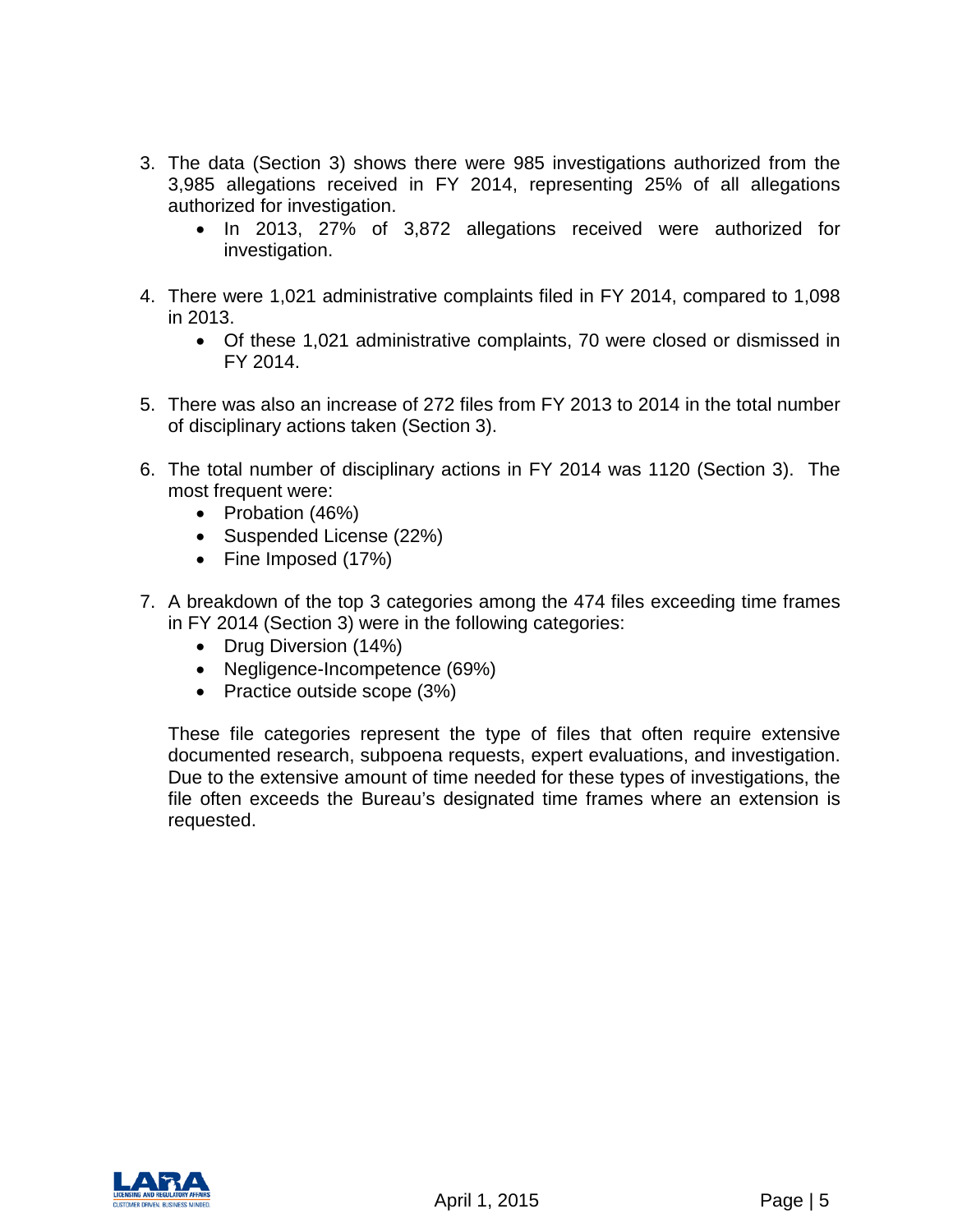3. The data (Section 3) shows there were 985 investigations authorized from the 3,985 allegations received in FY 2014, representing 25% of all allegations authorized for investigation.
    - In 2013, 27% of 3,872 allegations received were authorized for investigation.

4. There were 1,021 administrative complaints filed in FY 2014, compared to 1,098 in 2013.
    - Of these 1,021 administrative complaints, 70 were closed or dismissed in FY 2014.

5. There was also an increase of 272 files from FY 2013 to 2014 in the total number of disciplinary actions taken (Section 3).

6. The total number of disciplinary actions in FY 2014 was 1120 (Section 3). The most frequent were:
    - Probation (46%)
    - Suspended License (22%)
    - Fine Imposed (17%)

7. A breakdown of the top 3 categories among the 474 files exceeding time frames in FY 2014 (Section 3) were in the following categories:
    - Drug Diversion (14%)
    - Negligence-Incompetence (69%)
    - Practice outside scope (3%)

    These file categories represent the type of files that often require extensive documented research, subpoena requests, expert evaluations, and investigation. Due to the extensive amount of time needed for these types of investigations, the file often exceeds the Bureau's designated time frames where an extension is requested.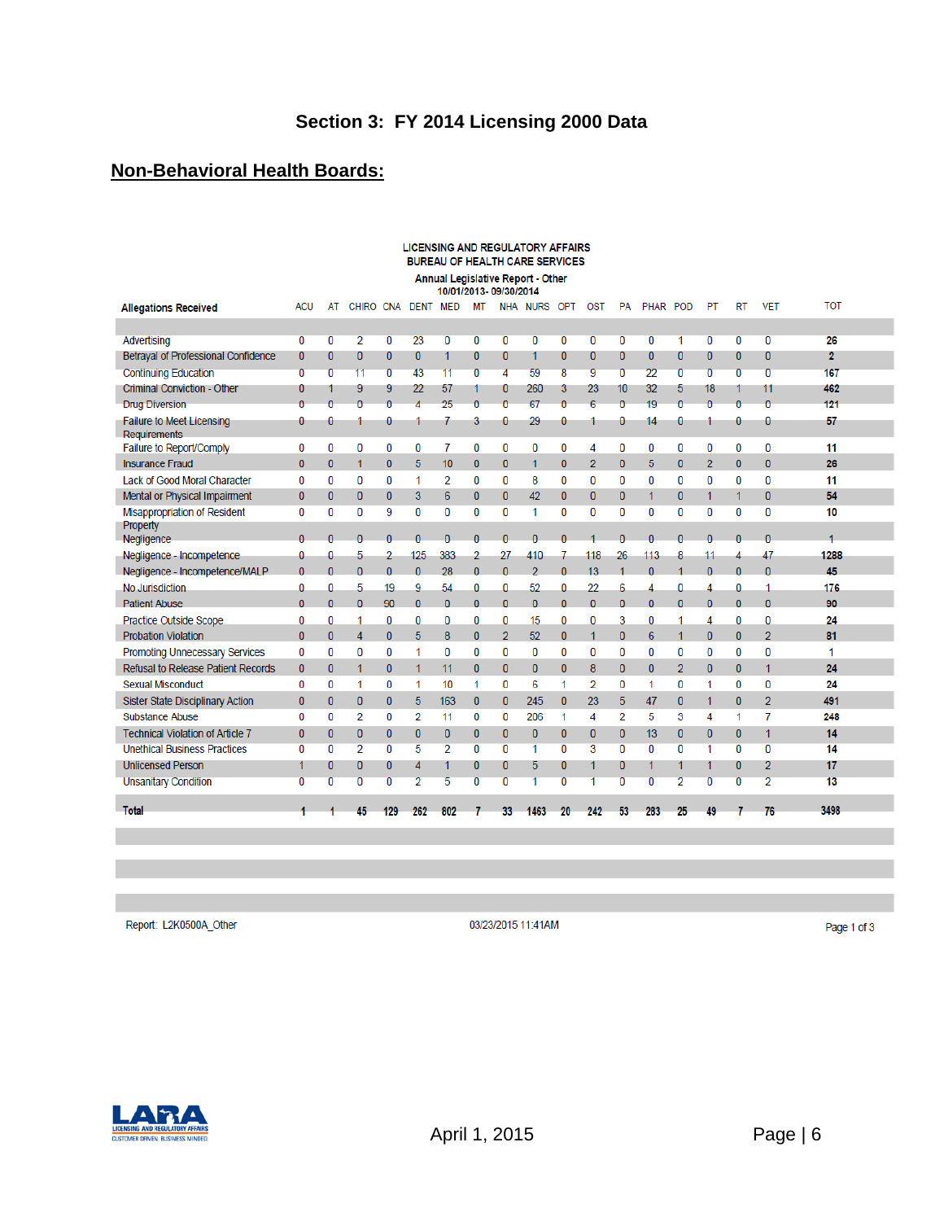# Section 3: FY 2014 Licensing 2000 Data

## Non-Behavioral Health Boards:

LICENSING AND REGULATORY AFFAIRS
BUREAU OF HEALTH CARE SERVICES

Annual Legislative Report - Other
10/01/2013- 09/30/2014

| Allegations Received | ACU | AT | CHIRO | CNA | DENT | MED | MT | NHA | NURS | OPT | OST | PA | PHAR | POD | PT | RT | VET | TOT |
|---|---|---|---|---|---|---|---|---|---|---|---|---|---|---|---|---|---|---|
| Advertising | 0 | 0 | 2 | 0 | 23 | 0 | 0 | 0 | 0 | 0 | 0 | 0 | 0 | 1 | 0 | 0 | 0 | 26 |
| Betrayal of Professional Confidence | 0 | 0 | 0 | 0 | 0 | 1 | 0 | 0 | 1 | 0 | 0 | 0 | 0 | 0 | 0 | 0 | 0 | 2 |
| Continuing Education | 0 | 0 | 11 | 0 | 43 | 11 | 0 | 4 | 59 | 8 | 9 | 0 | 22 | 0 | 0 | 0 | 0 | 167 |
| Criminal Conviction - Other | 0 | 1 | 9 | 9 | 22 | 57 | 1 | 0 | 260 | 3 | 23 | 10 | 32 | 5 | 18 | 1 | 11 | 462 |
| Drug Diversion | 0 | 0 | 0 | 0 | 4 | 25 | 0 | 0 | 67 | 0 | 6 | 0 | 19 | 0 | 0 | 0 | 0 | 121 |
| Failure to Meet Licensing Requirements | 0 | 0 | 1 | 0 | 1 | 7 | 3 | 0 | 29 | 0 | 1 | 0 | 14 | 0 | 1 | 0 | 0 | 57 |
| Failure to Report/Comply | 0 | 0 | 0 | 0 | 0 | 7 | 0 | 0 | 0 | 0 | 4 | 0 | 0 | 0 | 0 | 0 | 0 | 11 |
| Insurance Fraud | 0 | 0 | 1 | 0 | 5 | 10 | 0 | 0 | 1 | 0 | 2 | 0 | 5 | 0 | 2 | 0 | 0 | 26 |
| Lack of Good Moral Character | 0 | 0 | 0 | 0 | 1 | 2 | 0 | 0 | 8 | 0 | 0 | 0 | 0 | 0 | 0 | 0 | 0 | 11 |
| Mental or Physical Impairment | 0 | 0 | 0 | 0 | 3 | 6 | 0 | 0 | 42 | 0 | 0 | 0 | 1 | 0 | 1 | 1 | 0 | 54 |
| Misappropriation of Resident Property | 0 | 0 | 0 | 9 | 0 | 0 | 0 | 0 | 1 | 0 | 0 | 0 | 0 | 0 | 0 | 0 | 0 | 10 |
| Negligence | 0 | 0 | 0 | 0 | 0 | 0 | 0 | 0 | 0 | 0 | 1 | 0 | 0 | 0 | 0 | 0 | 0 | 1 |
| Negligence - Incompetence | 0 | 0 | 5 | 2 | 125 | 383 | 2 | 27 | 410 | 7 | 118 | 26 | 113 | 8 | 11 | 4 | 47 | 1288 |
| Negligence - Incompetence/MALP | 0 | 0 | 0 | 0 | 0 | 28 | 0 | 0 | 2 | 0 | 13 | 1 | 0 | 1 | 0 | 0 | 0 | 45 |
| No Jurisdiction | 0 | 0 | 5 | 19 | 9 | 54 | 0 | 0 | 52 | 0 | 22 | 6 | 4 | 0 | 4 | 0 | 1 | 176 |
| Patient Abuse | 0 | 0 | 0 | 90 | 0 | 0 | 0 | 0 | 0 | 0 | 0 | 0 | 0 | 0 | 0 | 0 | 0 | 90 |
| Practice Outside Scope | 0 | 0 | 1 | 0 | 0 | 0 | 0 | 0 | 15 | 0 | 0 | 3 | 0 | 1 | 4 | 0 | 0 | 24 |
| Probation Violation | 0 | 0 | 4 | 0 | 5 | 8 | 0 | 2 | 52 | 0 | 1 | 0 | 6 | 1 | 0 | 0 | 2 | 81 |
| Promoting Unnecessary Services | 0 | 0 | 0 | 0 | 1 | 0 | 0 | 0 | 0 | 0 | 0 | 0 | 0 | 0 | 0 | 0 | 0 | 1 |
| Refusal to Release Patient Records | 0 | 0 | 1 | 0 | 1 | 11 | 0 | 0 | 0 | 0 | 8 | 0 | 0 | 2 | 0 | 0 | 1 | 24 |
| Sexual Misconduct | 0 | 0 | 1 | 0 | 1 | 10 | 1 | 0 | 6 | 1 | 2 | 0 | 1 | 0 | 1 | 0 | 0 | 24 |
| Sister State Disciplinary Action | 0 | 0 | 0 | 0 | 5 | 163 | 0 | 0 | 245 | 0 | 23 | 5 | 47 | 0 | 1 | 0 | 2 | 491 |
| Substance Abuse | 0 | 0 | 2 | 0 | 2 | 11 | 0 | 0 | 206 | 1 | 4 | 2 | 5 | 3 | 4 | 1 | 7 | 248 |
| Technical Violation of Article 7 | 0 | 0 | 0 | 0 | 0 | 0 | 0 | 0 | 0 | 0 | 0 | 0 | 13 | 0 | 0 | 0 | 1 | 14 |
| Unethical Business Practices | 0 | 0 | 2 | 0 | 5 | 2 | 0 | 0 | 1 | 0 | 3 | 0 | 0 | 0 | 1 | 0 | 0 | 14 |
| Unlicensed Person | 1 | 0 | 0 | 0 | 4 | 1 | 0 | 0 | 5 | 0 | 1 | 0 | 1 | 1 | 1 | 0 | 2 | 17 |
| Unsanitary Condition | 0 | 0 | 0 | 0 | 2 | 5 | 0 | 0 | 1 | 0 | 1 | 0 | 0 | 2 | 0 | 0 | 2 | 13 |
| **Total** | **1** | **1** | **45** | **129** | **262** | **802** | **7** | **33** | **1463** | **20** | **242** | **53** | **283** | **25** | **49** | **7** | **76** | **3498** |

Report: L2K0500A_Other 03/23/2015 11:41AM Page 1 of 3

April 1, 2015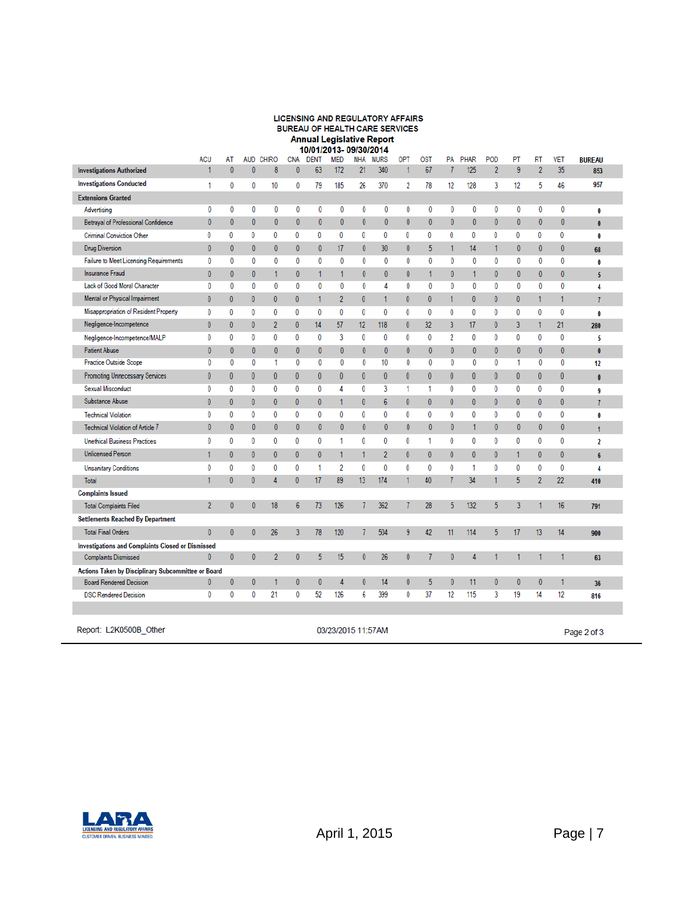**LICENSING AND REGULATORY AFFAIRS**
**BUREAU OF HEALTH CARE SERVICES**
**Annual Legislative Report**
**10/01/2013- 09/30/2014**

| | ACU | AT | AUD | CHIRO | CNA | DENT | MED | NHA | NURS | OPT | OST | PA | PHAR | POD | PT | RT | VET | BUREAU |
|---|---|---|---|---|---|---|---|---|---|---|---|---|---|---|---|---|---|---|
| **Investigations Authorized** | 1 | 0 | 0 | 8 | 0 | 63 | 172 | 21 | 340 | 1 | 67 | 7 | 125 | 2 | 9 | 2 | 35 | 853 |
| **Investigations Conducted** | 1 | 0 | 0 | 10 | 0 | 79 | 185 | 26 | 370 | 2 | 78 | 12 | 128 | 3 | 12 | 5 | 46 | 957 |
| **Extensions Granted** | | | | | | | | | | | | | | | | | | |
| Advertising | 0 | 0 | 0 | 0 | 0 | 0 | 0 | 0 | 0 | 0 | 0 | 0 | 0 | 0 | 0 | 0 | 0 | 0 |
| Betrayal of Professional Confidence | 0 | 0 | 0 | 0 | 0 | 0 | 0 | 0 | 0 | 0 | 0 | 0 | 0 | 0 | 0 | 0 | 0 | 0 |
| Criminal Conviction Other | 0 | 0 | 0 | 0 | 0 | 0 | 0 | 0 | 0 | 0 | 0 | 0 | 0 | 0 | 0 | 0 | 0 | 0 |
| Drug Diversion | 0 | 0 | 0 | 0 | 0 | 0 | 17 | 0 | 30 | 0 | 5 | 1 | 14 | 1 | 0 | 0 | 0 | 68 |
| Failure to Meet Licensing Requirements | 0 | 0 | 0 | 0 | 0 | 0 | 0 | 0 | 0 | 0 | 0 | 0 | 0 | 0 | 0 | 0 | 0 | 0 |
| Insurance Fraud | 0 | 0 | 0 | 1 | 0 | 1 | 1 | 0 | 0 | 0 | 1 | 0 | 1 | 0 | 0 | 0 | 0 | 5 |
| Lack of Good Moral Character | 0 | 0 | 0 | 0 | 0 | 0 | 0 | 0 | 4 | 0 | 0 | 0 | 0 | 0 | 0 | 0 | 0 | 4 |
| Mental or Physical Impairment | 0 | 0 | 0 | 0 | 0 | 1 | 2 | 0 | 1 | 0 | 0 | 1 | 0 | 0 | 0 | 1 | 1 | 7 |
| Misappropriation of Resident Property | 0 | 0 | 0 | 0 | 0 | 0 | 0 | 0 | 0 | 0 | 0 | 0 | 0 | 0 | 0 | 0 | 0 | 0 |
| Negligence-Incompetence | 0 | 0 | 0 | 2 | 0 | 14 | 57 | 12 | 118 | 0 | 32 | 3 | 17 | 0 | 3 | 1 | 21 | 280 |
| Negligence-Incompetence/MALP | 0 | 0 | 0 | 0 | 0 | 0 | 3 | 0 | 0 | 0 | 0 | 2 | 0 | 0 | 0 | 0 | 0 | 5 |
| Patient Abuse | 0 | 0 | 0 | 0 | 0 | 0 | 0 | 0 | 0 | 0 | 0 | 0 | 0 | 0 | 0 | 0 | 0 | 0 |
| Practice Outside Scope | 0 | 0 | 0 | 1 | 0 | 0 | 0 | 0 | 10 | 0 | 0 | 0 | 0 | 0 | 1 | 0 | 0 | 12 |
| Promoting Unnecessary Services | 0 | 0 | 0 | 0 | 0 | 0 | 0 | 0 | 0 | 0 | 0 | 0 | 0 | 0 | 0 | 0 | 0 | 0 |
| Sexual Misconduct | 0 | 0 | 0 | 0 | 0 | 0 | 4 | 0 | 3 | 1 | 1 | 0 | 0 | 0 | 0 | 0 | 0 | 9 |
| Substance Abuse | 0 | 0 | 0 | 0 | 0 | 0 | 1 | 0 | 6 | 0 | 0 | 0 | 0 | 0 | 0 | 0 | 0 | 7 |
| Technical Violation | 0 | 0 | 0 | 0 | 0 | 0 | 0 | 0 | 0 | 0 | 0 | 0 | 0 | 0 | 0 | 0 | 0 | 0 |
| Technical Violation of Article 7 | 0 | 0 | 0 | 0 | 0 | 0 | 0 | 0 | 0 | 0 | 0 | 0 | 1 | 0 | 0 | 0 | 0 | 1 |
| Unethical Business Practices | 0 | 0 | 0 | 0 | 0 | 0 | 1 | 0 | 0 | 0 | 1 | 0 | 0 | 0 | 0 | 0 | 0 | 2 |
| Unlicensed Person | 1 | 0 | 0 | 0 | 0 | 0 | 1 | 1 | 2 | 0 | 0 | 0 | 0 | 0 | 1 | 0 | 0 | 6 |
| Unsanitary Conditions | 0 | 0 | 0 | 0 | 0 | 1 | 2 | 0 | 0 | 0 | 0 | 0 | 1 | 0 | 0 | 0 | 0 | 4 |
| Total | 1 | 0 | 0 | 4 | 0 | 17 | 89 | 13 | 174 | 1 | 40 | 7 | 34 | 1 | 5 | 2 | 22 | 410 |
| **Complaints Issued** | | | | | | | | | | | | | | | | | | |
| Total Complaints Filed | 2 | 0 | 0 | 18 | 6 | 73 | 126 | 7 | 362 | 7 | 28 | 5 | 132 | 5 | 3 | 1 | 16 | 791 |
| **Settlements Reached By Department** | | | | | | | | | | | | | | | | | | |
| Total Final Orders | 0 | 0 | 0 | 26 | 3 | 78 | 120 | 7 | 504 | 9 | 42 | 11 | 114 | 5 | 17 | 13 | 14 | 900 |
| **Investigations and Complaints Closed or Dismissed** | | | | | | | | | | | | | | | | | | |
| Complaints Dismissed | 0 | 0 | 0 | 2 | 0 | 5 | 15 | 0 | 26 | 0 | 7 | 0 | 4 | 1 | 1 | 1 | 1 | 63 |
| **Actions Taken by Disciplinary Subcommittee or Board** | | | | | | | | | | | | | | | | | | |
| Board Rendered Decision | 0 | 0 | 0 | 1 | 0 | 0 | 4 | 0 | 14 | 0 | 5 | 0 | 11 | 0 | 0 | 0 | 1 | 36 |
| DSC Rendered Decision | 0 | 0 | 0 | 21 | 0 | 52 | 126 | 6 | 399 | 0 | 37 | 12 | 115 | 3 | 19 | 14 | 12 | 816 |

Report: L2K0500B_Other 03/23/2015 11:57AM Page 2 of 3

April 1, 2015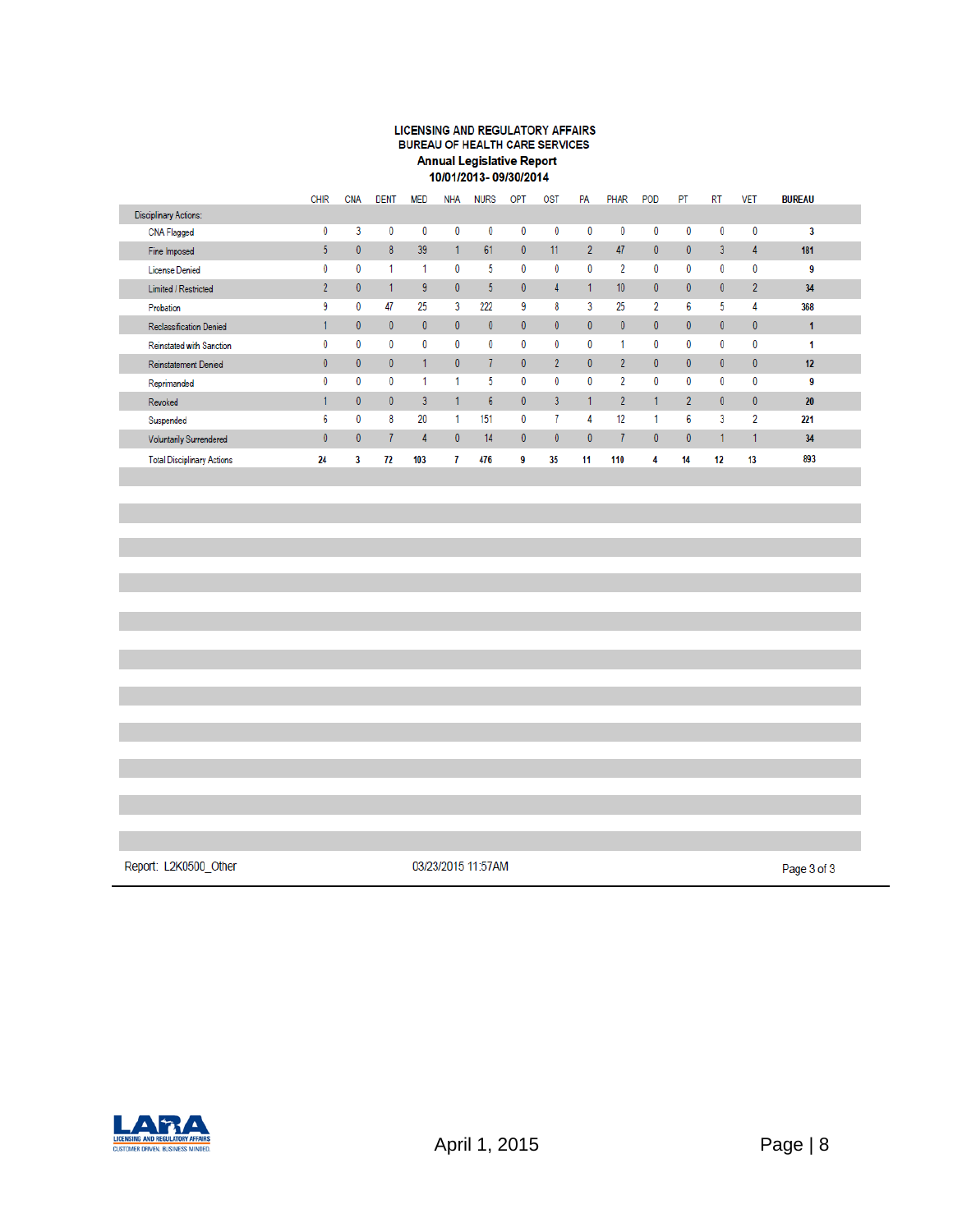**LICENSING AND REGULATORY AFFAIRS**
**BUREAU OF HEALTH CARE SERVICES**
**Annual Legislative Report**
**10/01/2013- 09/30/2014**

| | CHIR | CNA | DENT | MED | NHA | NURS | OPT | OST | PA | PHAR | POD | PT | RT | VET | BUREAU |
|---|---|---|---|---|---|---|---|---|---|---|---|---|---|---|---|
| Disciplinary Actions: | | | | | | | | | | | | | | | |
| CNA Flagged | 0 | 3 | 0 | 0 | 0 | 0 | 0 | 0 | 0 | 0 | 0 | 0 | 0 | 0 | **3** |
| Fine Imposed | 5 | 0 | 8 | 39 | 1 | 61 | 0 | 11 | 2 | 47 | 0 | 0 | 3 | 4 | **181** |
| License Denied | 0 | 0 | 1 | 1 | 0 | 5 | 0 | 0 | 0 | 2 | 0 | 0 | 0 | 0 | **9** |
| Limited / Restricted | 2 | 0 | 1 | 9 | 0 | 5 | 0 | 4 | 1 | 10 | 0 | 0 | 0 | 2 | **34** |
| Probation | 9 | 0 | 47 | 25 | 3 | 222 | 9 | 8 | 3 | 25 | 2 | 6 | 5 | 4 | **368** |
| Reclassification Denied | 1 | 0 | 0 | 0 | 0 | 0 | 0 | 0 | 0 | 0 | 0 | 0 | 0 | 0 | **1** |
| Reinstated with Sanction | 0 | 0 | 0 | 0 | 0 | 0 | 0 | 0 | 0 | 1 | 0 | 0 | 0 | 0 | **1** |
| Reinstatement Denied | 0 | 0 | 0 | 1 | 0 | 7 | 0 | 2 | 0 | 2 | 0 | 0 | 0 | 0 | **12** |
| Reprimanded | 0 | 0 | 0 | 1 | 1 | 5 | 0 | 0 | 0 | 2 | 0 | 0 | 0 | 0 | **9** |
| Revoked | 1 | 0 | 0 | 3 | 1 | 6 | 0 | 3 | 1 | 2 | 1 | 2 | 0 | 0 | **20** |
| Suspended | 6 | 0 | 8 | 20 | 1 | 151 | 0 | 7 | 4 | 12 | 1 | 6 | 3 | 2 | **221** |
| Voluntarily Surrendered | 0 | 0 | 7 | 4 | 0 | 14 | 0 | 0 | 0 | 7 | 0 | 0 | 1 | 1 | **34** |
| Total Disciplinary Actions | **24** | **3** | **72** | **103** | **7** | **476** | **9** | **35** | **11** | **110** | **4** | **14** | **12** | **13** | **893** |

Report: L2K0500_Other 03/23/2015 11:57AM

April 1, 2015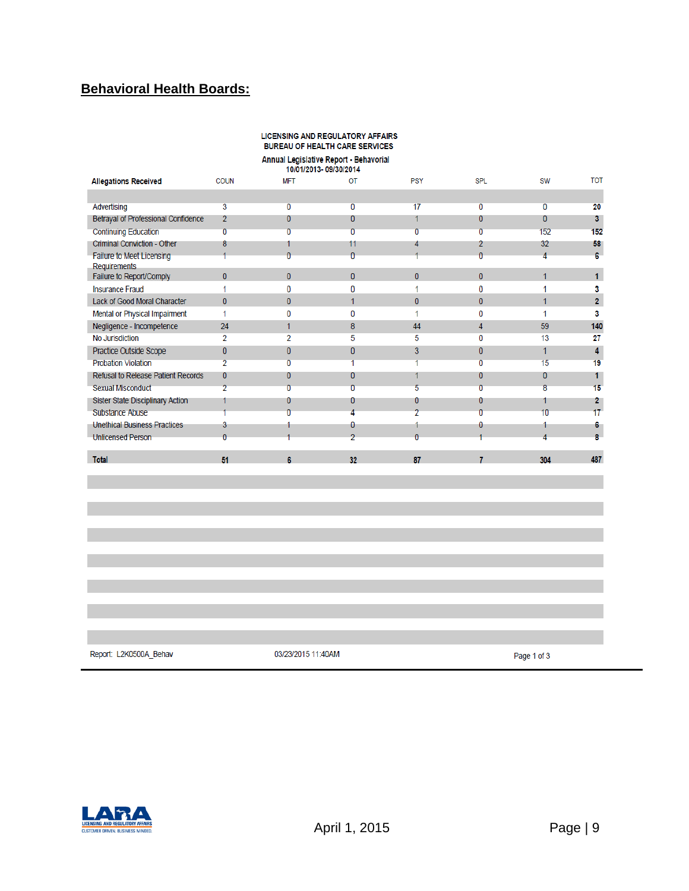## Behavioral Health Boards:

LICENSING AND REGULATORY AFFAIRS
BUREAU OF HEALTH CARE SERVICES

Annual Legislative Report - Behavorial
10/01/2013- 09/30/2014

| Allegations Received | COUN | MFT | OT | PSY | SPL | SW | TOT |
|---|---|---|---|---|---|---|---|
| Advertising | 3 | 0 | 0 | 17 | 0 | 0 | **20** |
| Betrayal of Professional Confidence | 2 | 0 | 0 | 1 | 0 | 0 | **3** |
| Continuing Education | 0 | 0 | 0 | 0 | 0 | 152 | **152** |
| Criminal Conviction - Other | 8 | 1 | 11 | 4 | 2 | 32 | **58** |
| Failure to Meet Licensing Requirements | 1 | 0 | 0 | 1 | 0 | 4 | **6** |
| Failure to Report/Comply | 0 | 0 | 0 | 0 | 0 | 1 | **1** |
| Insurance Fraud | 1 | 0 | 0 | 1 | 0 | 1 | **3** |
| Lack of Good Moral Character | 0 | 0 | 1 | 0 | 0 | 1 | **2** |
| Mental or Physical Impairment | 1 | 0 | 0 | 1 | 0 | 1 | **3** |
| Negligence - Incompetence | 24 | 1 | 8 | 44 | 4 | 59 | **140** |
| No Jurisdiction | 2 | 2 | 5 | 5 | 0 | 13 | **27** |
| Practice Outside Scope | 0 | 0 | 0 | 3 | 0 | 1 | **4** |
| Probation Violation | 2 | 0 | 1 | 1 | 0 | 15 | **19** |
| Refusal to Release Patient Records | 0 | 0 | 0 | 1 | 0 | 0 | **1** |
| Sexual Misconduct | 2 | 0 | 0 | 5 | 0 | 8 | **15** |
| Sister State Disciplinary Action | 1 | 0 | 0 | 0 | 0 | 1 | **2** |
| Substance Abuse | 1 | 0 | 4 | 2 | 0 | 10 | **17** |
| Unethical Business Practices | 3 | 1 | 0 | 1 | 0 | 1 | **6** |
| Unlicensed Person | 0 | 1 | 2 | 0 | 1 | 4 | **8** |
| **Total** | **51** | **6** | **32** | **87** | **7** | **304** | **487** |

Report: L2K0500A_Behav     03/23/2015 11:40AM     Page 1 of 3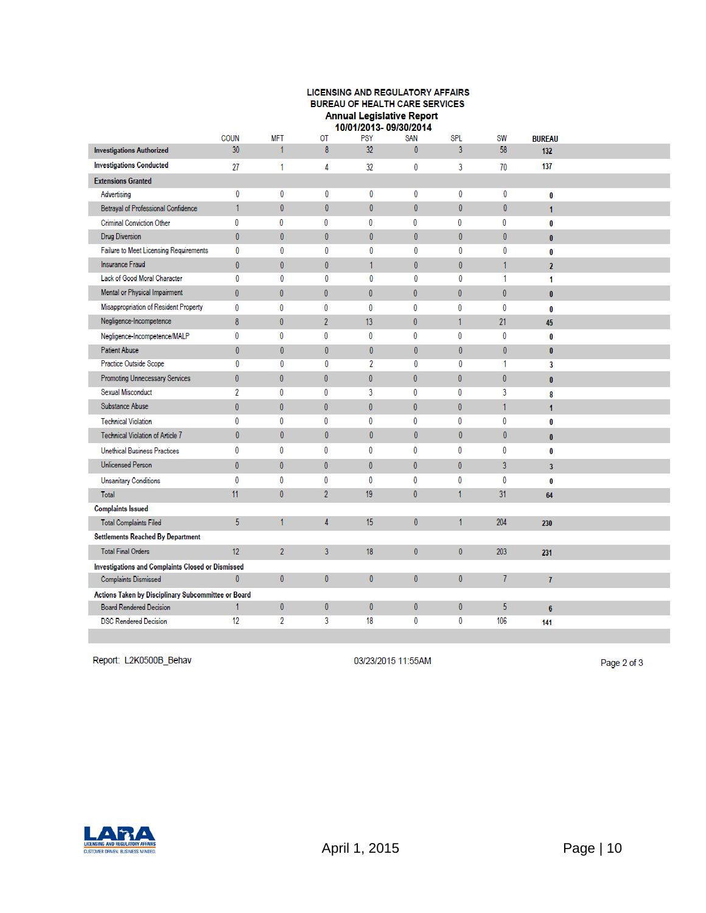# LICENSING AND REGULATORY AFFAIRS
## BUREAU OF HEALTH CARE SERVICES
### Annual Legislative Report
### 10/01/2013- 09/30/2014

| | COUN | MFT | OT | PSY | SAN | SPL | SW | BUREAU |
|---|---|---|---|---|---|---|---|---|
| **Investigations Authorized** | 30 | 1 | 8 | 32 | 0 | 3 | 58 | **132** |
| **Investigations Conducted** | 27 | 1 | 4 | 32 | 0 | 3 | 70 | **137** |
| **Extensions Granted** | | | | | | | | |
| Advertising | 0 | 0 | 0 | 0 | 0 | 0 | 0 | **0** |
| Betrayal of Professional Confidence | 1 | 0 | 0 | 0 | 0 | 0 | 0 | **1** |
| Criminal Conviction Other | 0 | 0 | 0 | 0 | 0 | 0 | 0 | **0** |
| Drug Diversion | 0 | 0 | 0 | 0 | 0 | 0 | 0 | **0** |
| Failure to Meet Licensing Requirements | 0 | 0 | 0 | 0 | 0 | 0 | 0 | **0** |
| Insurance Fraud | 0 | 0 | 0 | 1 | 0 | 0 | 1 | **2** |
| Lack of Good Moral Character | 0 | 0 | 0 | 0 | 0 | 0 | 1 | **1** |
| Mental or Physical Impairment | 0 | 0 | 0 | 0 | 0 | 0 | 0 | **0** |
| Misappropriation of Resident Property | 0 | 0 | 0 | 0 | 0 | 0 | 0 | **0** |
| Negligence-Incompetence | 8 | 0 | 2 | 13 | 0 | 1 | 21 | **45** |
| Negligence-Incompetence/MALP | 0 | 0 | 0 | 0 | 0 | 0 | 0 | **0** |
| Patient Abuse | 0 | 0 | 0 | 0 | 0 | 0 | 0 | **0** |
| Practice Outside Scope | 0 | 0 | 0 | 2 | 0 | 0 | 1 | **3** |
| Promoting Unnecessary Services | 0 | 0 | 0 | 0 | 0 | 0 | 0 | **0** |
| Sexual Misconduct | 2 | 0 | 0 | 3 | 0 | 0 | 3 | **8** |
| Substance Abuse | 0 | 0 | 0 | 0 | 0 | 0 | 1 | **1** |
| Technical Violation | 0 | 0 | 0 | 0 | 0 | 0 | 0 | **0** |
| Technical Violation of Article 7 | 0 | 0 | 0 | 0 | 0 | 0 | 0 | **0** |
| Unethical Business Practices | 0 | 0 | 0 | 0 | 0 | 0 | 0 | **0** |
| Unlicensed Person | 0 | 0 | 0 | 0 | 0 | 0 | 3 | **3** |
| Unsanitary Conditions | 0 | 0 | 0 | 0 | 0 | 0 | 0 | **0** |
| Total | 11 | 0 | 2 | 19 | 0 | 1 | 31 | **64** |
| **Complaints Issued** | | | | | | | | |
| Total Complaints Filed | 5 | 1 | 4 | 15 | 0 | 1 | 204 | **230** |
| **Settlements Reached By Department** | | | | | | | | |
| Total Final Orders | 12 | 2 | 3 | 18 | 0 | 0 | 203 | **231** |
| **Investigations and Complaints Closed or Dismissed** | | | | | | | | |
| Complaints Dismissed | 0 | 0 | 0 | 0 | 0 | 0 | 7 | **7** |
| **Actions Taken by Disciplinary Subcommittee or Board** | | | | | | | | |
| Board Rendered Decision | 1 | 0 | 0 | 0 | 0 | 0 | 5 | **6** |
| DSC Rendered Decision | 12 | 2 | 3 | 18 | 0 | 0 | 106 | **141** |

Report: L2K0500B_Behav 03/23/2015 11:55AM

April 1, 2015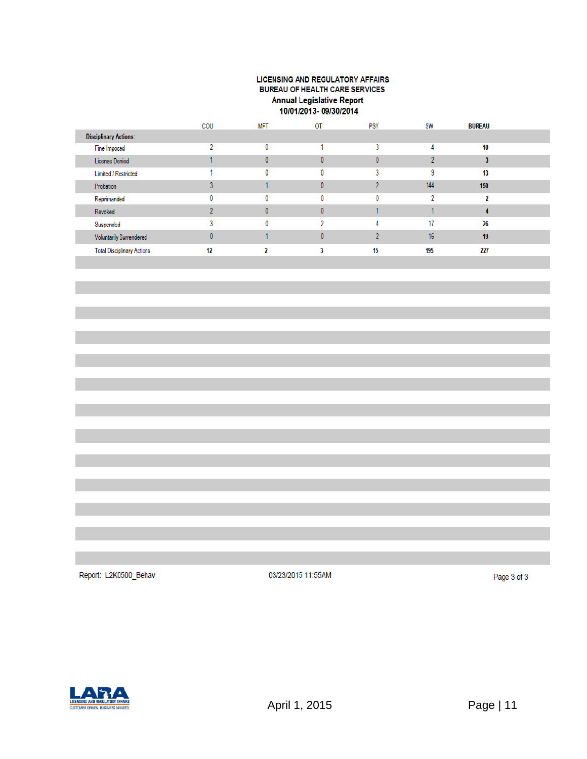**LICENSING AND REGULATORY AFFAIRS**
**BUREAU OF HEALTH CARE SERVICES**
**Annual Legislative Report**
**10/01/2013- 09/30/2014**

| | COU | MFT | OT | PSY | SW | BUREAU |
|---|---|---|---|---|---|---|
| **Disciplinary Actions:** | | | | | | |
| Fine Imposed | 2 | 0 | 1 | 3 | 4 | **10** |
| License Denied | 1 | 0 | 0 | 0 | 2 | **3** |
| Limited / Restricted | 1 | 0 | 0 | 3 | 9 | **13** |
| Probation | 3 | 1 | 0 | 2 | 144 | **150** |
| Reprimanded | 0 | 0 | 0 | 0 | 2 | **2** |
| Revoked | 2 | 0 | 0 | 1 | 1 | **4** |
| Suspended | 3 | 0 | 2 | 4 | 17 | **26** |
| Voluntarily Surrendered | 0 | 1 | 0 | 2 | 16 | **19** |
| Total Disciplinary Actions | **12** | **2** | **3** | **15** | **195** | **227** |

Report: L2K0500_Behav 03/23/2015 11:55AM

April 1, 2015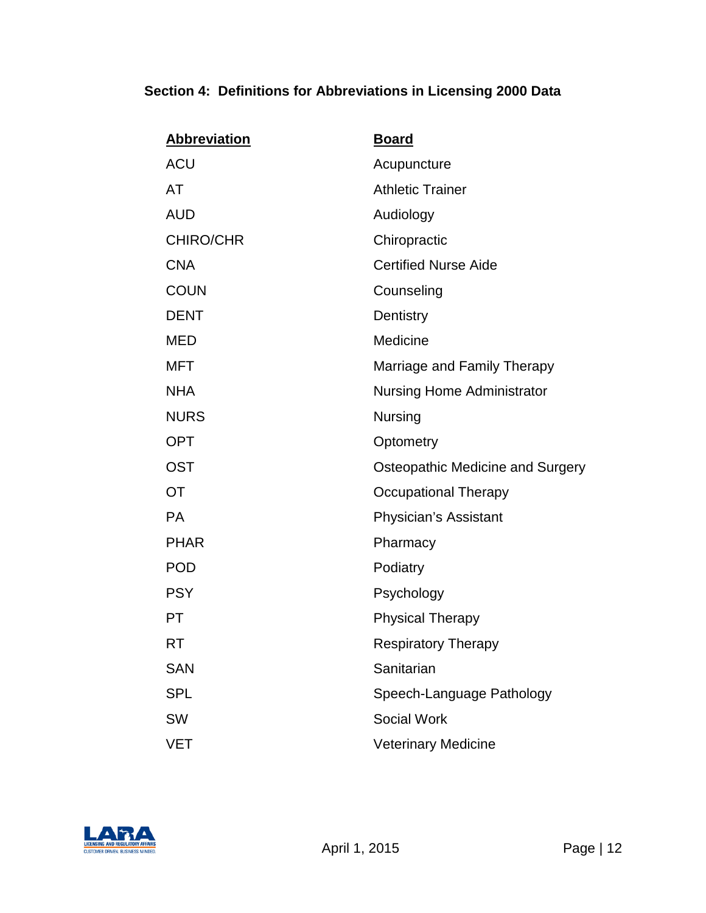## Section 4: Definitions for Abbreviations in Licensing 2000 Data

| Abbreviation | Board |
|---|---|
| ACU | Acupuncture |
| AT | Athletic Trainer |
| AUD | Audiology |
| CHIRO/CHR | Chiropractic |
| CNA | Certified Nurse Aide |
| COUN | Counseling |
| DENT | Dentistry |
| MED | Medicine |
| MFT | Marriage and Family Therapy |
| NHA | Nursing Home Administrator |
| NURS | Nursing |
| OPT | Optometry |
| OST | Osteopathic Medicine and Surgery |
| OT | Occupational Therapy |
| PA | Physician's Assistant |
| PHAR | Pharmacy |
| POD | Podiatry |
| PSY | Psychology |
| PT | Physical Therapy |
| RT | Respiratory Therapy |
| SAN | Sanitarian |
| SPL | Speech-Language Pathology |
| SW | Social Work |
| VET | Veterinary Medicine |

April 1, 2015